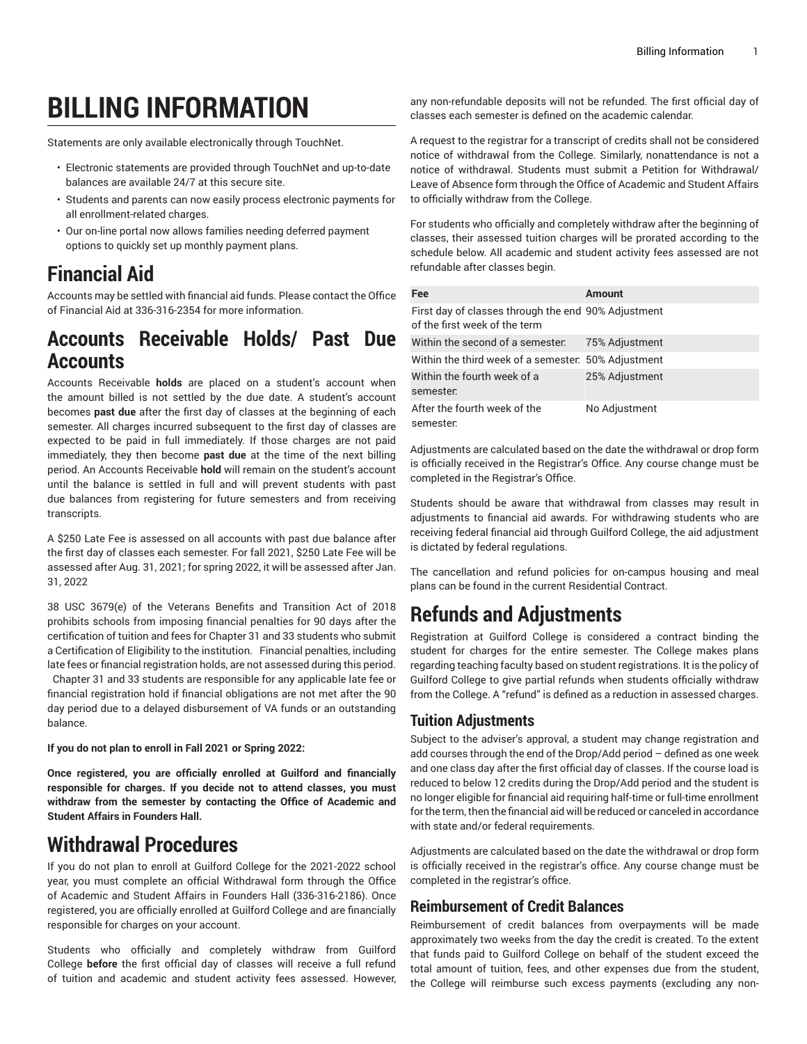# BILLING INFORMATION

Statements are only available electronically through TouchNet.

- Electronic statements are provided through TouchNet and up-to-date balances are available 24/7 at this secure site.
- Students and parents can now easily process electronic payments for all enrollment-related charges.
- Our on-line portal now allows families needing deferred payment options to quickly set up monthly payment plans.

## Financial Aid

Accounts may be settled with financial aid funds. Please contact the Office of Financial Aid at 336-316-2354 for more information.

## Accounts Receivable Holds/ Past Due Accounts

Accounts Receivable **holds** are placed on a student's account when the amount billed is not settled by the due date. A student's account becomes **past due** after the first day of classes at the beginning of each semester. All charges incurred subsequent to the first day of classes are expected to be paid in full immediately. If those charges are not paid immediately, they then become **past due** at the time of the next billing period. An Accounts Receivable **hold** will remain on the student's account until the balance is settled in full and will prevent students with past due balances from registering for future semesters and from receiving transcripts.

A $250 Late Fee is assessed on all accounts with past due balance after the first day of classes each semester. For fall 2021, $250 Late Fee will be assessed after Aug. 31, 2021; for spring 2022, it will be assessed after Jan. 31, 2022

38 USC 3679(e) of the Veterans Benefits and Transition Act of 2018 prohibits schools from imposing financial penalties for 90 days after the certification of tuition and fees for Chapter 31 and 33 students who submit a Certification of Eligibility to the institution. Financial penalties, including late fees or financial registration holds, are not assessed during this period. Chapter 31 and 33 students are responsible for any applicable late fee or financial registration hold if financial obligations are not met after the 90 day period due to a delayed disbursement of VA funds or an outstanding balance.

**If you do not plan to enroll in Fall 2021 or Spring 2022:**

**Once registered, you are officially enrolled at Guilford and financially responsible for charges. If you decide not to attend classes, you must withdraw from the semester by contacting the Office of Academic and Student Affairs in Founders Hall.**

## Withdrawal Procedures

If you do not plan to enroll at Guilford College for the 2021-2022 school year, you must complete an official Withdrawal form through the Office of Academic and Student Affairs in Founders Hall (336-316-2186). Once registered, you are officially enrolled at Guilford College and are financially responsible for charges on your account.

Students who officially and completely withdraw from Guilford College **before** the first official day of classes will receive a full refund of tuition and academic and student activity fees assessed. However, any non-refundable deposits will not be refunded. The first official day of classes each semester is defined on the academic calendar.

A request to the registrar for a transcript of credits shall not be considered notice of withdrawal from the College. Similarly, nonattendance is not a notice of withdrawal. Students must submit a Petition for Withdrawal/ Leave of Absence form through the Office of Academic and Student Affairs to officially withdraw from the College.

For students who officially and completely withdraw after the beginning of classes, their assessed tuition charges will be prorated according to the schedule below. All academic and student activity fees assessed are not refundable after classes begin.

| Fee | Amount |
|---|---|
| First day of classes through the end of the first week of the term | 90% Adjustment |
| Within the second of a semester: | 75% Adjustment |
| Within the third week of a semester: | 50% Adjustment |
| Within the fourth week of a semester: | 25% Adjustment |
| After the fourth week of the semester: | No Adjustment |

Adjustments are calculated based on the date the withdrawal or drop form is officially received in the Registrar's Office. Any course change must be completed in the Registrar's Office.

Students should be aware that withdrawal from classes may result in adjustments to financial aid awards. For withdrawing students who are receiving federal financial aid through Guilford College, the aid adjustment is dictated by federal regulations.

The cancellation and refund policies for on-campus housing and meal plans can be found in the current Residential Contract.

## Refunds and Adjustments

Registration at Guilford College is considered a contract binding the student for charges for the entire semester. The College makes plans regarding teaching faculty based on student registrations. It is the policy of Guilford College to give partial refunds when students officially withdraw from the College. A "refund" is defined as a reduction in assessed charges.

### Tuition Adjustments

Subject to the adviser's approval, a student may change registration and add courses through the end of the Drop/Add period – defined as one week and one class day after the first official day of classes. If the course load is reduced to below 12 credits during the Drop/Add period and the student is no longer eligible for financial aid requiring half-time or full-time enrollment for the term, then the financial aid will be reduced or canceled in accordance with state and/or federal requirements.

Adjustments are calculated based on the date the withdrawal or drop form is officially received in the registrar's office. Any course change must be completed in the registrar's office.

### Reimbursement of Credit Balances

Reimbursement of credit balances from overpayments will be made approximately two weeks from the day the credit is created. To the extent that funds paid to Guilford College on behalf of the student exceed the total amount of tuition, fees, and other expenses due from the student, the College will reimburse such excess payments (excluding any non-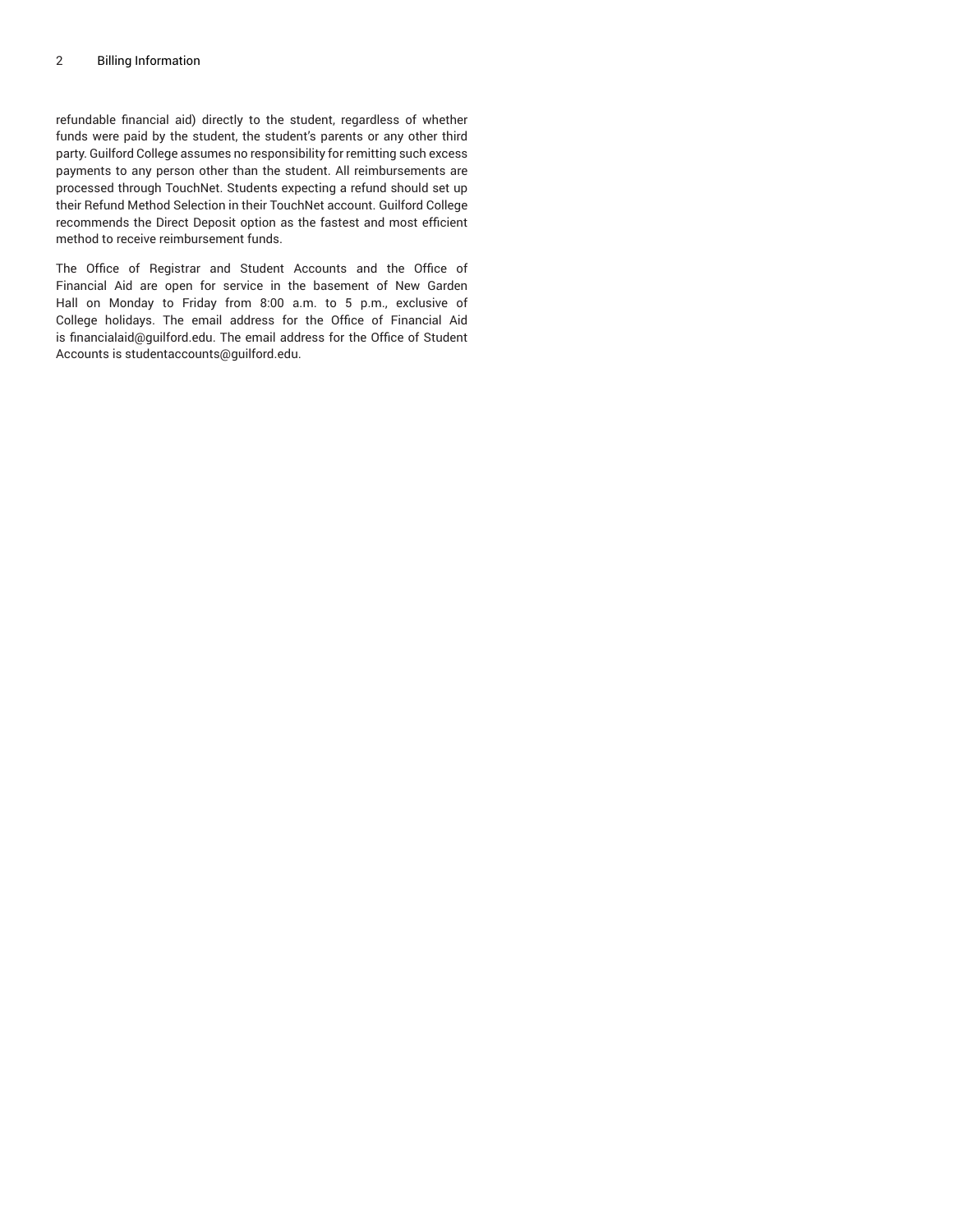refundable financial aid) directly to the student, regardless of whether funds were paid by the student, the student's parents or any other third party. Guilford College assumes no responsibility for remitting such excess payments to any person other than the student. All reimbursements are processed through TouchNet. Students expecting a refund should set up their Refund Method Selection in their TouchNet account. Guilford College recommends the Direct Deposit option as the fastest and most efficient method to receive reimbursement funds.

The Office of Registrar and Student Accounts and the Office of Financial Aid are open for service in the basement of New Garden Hall on Monday to Friday from 8:00 a.m. to 5 p.m., exclusive of College holidays. The email address for the Office of Financial Aid is financialaid@guilford.edu. The email address for the Office of Student Accounts is studentaccounts@guilford.edu.